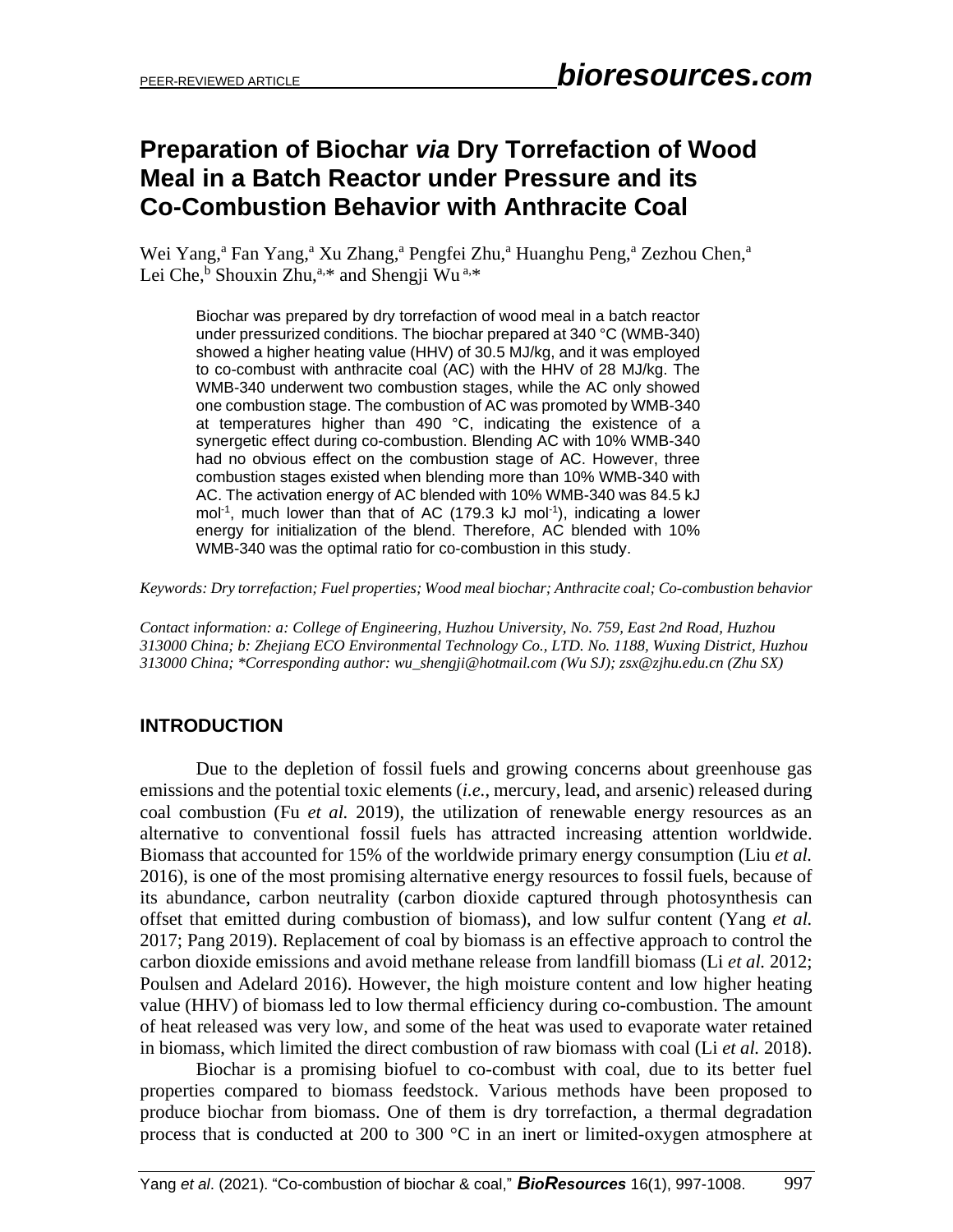# Preparation of Biochar *via* Dry Torrefaction of Wood Meal in a Batch Reactor under Pressure and its Co-Combustion Behavior with Anthracite Coal

Wei Yang,[a] Fan Yang,[a] Xu Zhang,[a] Pengfei Zhu,[a] Huanghu Peng,[a] Zezhou Chen,[a] Lei Che,[b] Shouxin Zhu,[a,*] and Shengji Wu [a,*]

Biochar was prepared by dry torrefaction of wood meal in a batch reactor under pressurized conditions. The biochar prepared at 340 °C (WMB-340) showed a higher heating value (HHV) of 30.5 MJ/kg, and it was employed to co-combust with anthracite coal (AC) with the HHV of 28 MJ/kg. The WMB-340 underwent two combustion stages, while the AC only showed one combustion stage. The combustion of AC was promoted by WMB-340 at temperatures higher than 490 °C, indicating the existence of a synergetic effect during co-combustion. Blending AC with 10% WMB-340 had no obvious effect on the combustion stage of AC. However, three combustion stages existed when blending more than 10% WMB-340 with AC. The activation energy of AC blended with 10% WMB-340 was 84.5 kJ mol$^{-1}$, much lower than that of AC (179.3 kJ mol$^{-1}$), indicating a lower energy for initialization of the blend. Therefore, AC blended with 10% WMB-340 was the optimal ratio for co-combustion in this study.

*Keywords: Dry torrefaction; Fuel properties; Wood meal biochar; Anthracite coal; Co-combustion behavior*

*Contact information: a: College of Engineering, Huzhou University, No. 759, East 2nd Road, Huzhou 313000 China; b: Zhejiang ECO Environmental Technology Co., LTD. No. 1188, Wuxing District, Huzhou 313000 China; \*Corresponding author: wu_shengji@hotmail.com (Wu SJ); zsx@zjhu.edu.cn (Zhu SX)*

## INTRODUCTION

Due to the depletion of fossil fuels and growing concerns about greenhouse gas emissions and the potential toxic elements (*i.e.*, mercury, lead, and arsenic) released during coal combustion (Fu *et al.* 2019), the utilization of renewable energy resources as an alternative to conventional fossil fuels has attracted increasing attention worldwide. Biomass that accounted for 15% of the worldwide primary energy consumption (Liu *et al.* 2016), is one of the most promising alternative energy resources to fossil fuels, because of its abundance, carbon neutrality (carbon dioxide captured through photosynthesis can offset that emitted during combustion of biomass), and low sulfur content (Yang *et al.* 2017; Pang 2019). Replacement of coal by biomass is an effective approach to control the carbon dioxide emissions and avoid methane release from landfill biomass (Li *et al.* 2012; Poulsen and Adelard 2016). However, the high moisture content and low higher heating value (HHV) of biomass led to low thermal efficiency during co-combustion. The amount of heat released was very low, and some of the heat was used to evaporate water retained in biomass, which limited the direct combustion of raw biomass with coal (Li *et al.* 2018).

Biochar is a promising biofuel to co-combust with coal, due to its better fuel properties compared to biomass feedstock. Various methods have been proposed to produce biochar from biomass. One of them is dry torrefaction, a thermal degradation process that is conducted at 200 to 300 °C in an inert or limited-oxygen atmosphere at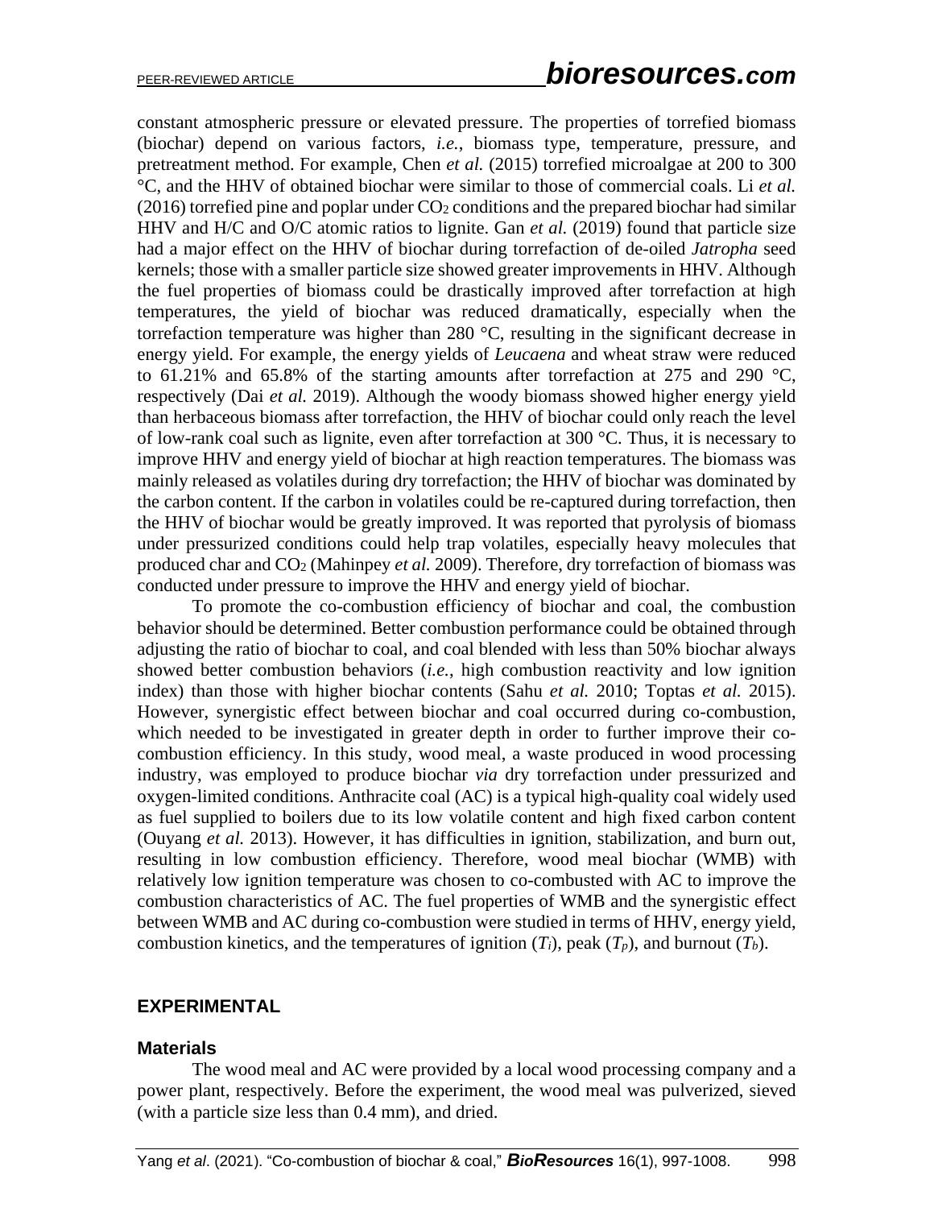constant atmospheric pressure or elevated pressure. The properties of torrefied biomass (biochar) depend on various factors, *i.e.*, biomass type, temperature, pressure, and pretreatment method. For example, Chen *et al.* (2015) torrefied microalgae at 200 to 300 °C, and the HHV of obtained biochar were similar to those of commercial coals. Li *et al.* (2016) torrefied pine and poplar under $CO_2$ conditions and the prepared biochar had similar HHV and H/C and O/C atomic ratios to lignite. Gan *et al.* (2019) found that particle size had a major effect on the HHV of biochar during torrefaction of de-oiled *Jatropha* seed kernels; those with a smaller particle size showed greater improvements in HHV. Although the fuel properties of biomass could be drastically improved after torrefaction at high temperatures, the yield of biochar was reduced dramatically, especially when the torrefaction temperature was higher than 280 °C, resulting in the significant decrease in energy yield. For example, the energy yields of *Leucaena* and wheat straw were reduced to 61.21% and 65.8% of the starting amounts after torrefaction at 275 and 290 °C, respectively (Dai *et al.* 2019). Although the woody biomass showed higher energy yield than herbaceous biomass after torrefaction, the HHV of biochar could only reach the level of low-rank coal such as lignite, even after torrefaction at 300 °C. Thus, it is necessary to improve HHV and energy yield of biochar at high reaction temperatures. The biomass was mainly released as volatiles during dry torrefaction; the HHV of biochar was dominated by the carbon content. If the carbon in volatiles could be re-captured during torrefaction, then the HHV of biochar would be greatly improved. It was reported that pyrolysis of biomass under pressurized conditions could help trap volatiles, especially heavy molecules that produced char and $CO_2$ (Mahinpey *et al.* 2009). Therefore, dry torrefaction of biomass was conducted under pressure to improve the HHV and energy yield of biochar.

To promote the co-combustion efficiency of biochar and coal, the combustion behavior should be determined. Better combustion performance could be obtained through adjusting the ratio of biochar to coal, and coal blended with less than 50% biochar always showed better combustion behaviors (*i.e.*, high combustion reactivity and low ignition index) than those with higher biochar contents (Sahu *et al.* 2010; Toptas *et al.* 2015). However, synergistic effect between biochar and coal occurred during co-combustion, which needed to be investigated in greater depth in order to further improve their co-combustion efficiency. In this study, wood meal, a waste produced in wood processing industry, was employed to produce biochar *via* dry torrefaction under pressurized and oxygen-limited conditions. Anthracite coal (AC) is a typical high-quality coal widely used as fuel supplied to boilers due to its low volatile content and high fixed carbon content (Ouyang *et al.* 2013). However, it has difficulties in ignition, stabilization, and burn out, resulting in low combustion efficiency. Therefore, wood meal biochar (WMB) with relatively low ignition temperature was chosen to co-combusted with AC to improve the combustion characteristics of AC. The fuel properties of WMB and the synergistic effect between WMB and AC during co-combustion were studied in terms of HHV, energy yield, combustion kinetics, and the temperatures of ignition ($T_i$), peak ($T_p$), and burnout ($T_b$).

## EXPERIMENTAL

### Materials

The wood meal and AC were provided by a local wood processing company and a power plant, respectively. Before the experiment, the wood meal was pulverized, sieved (with a particle size less than 0.4 mm), and dried.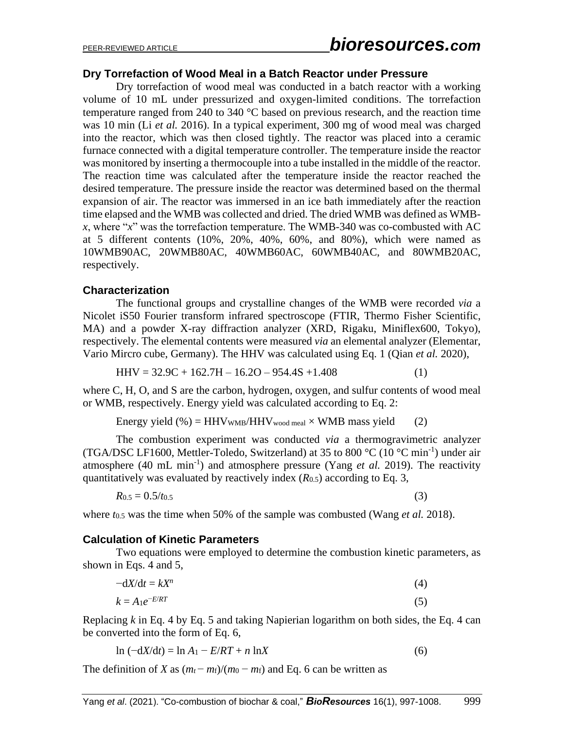### Dry Torrefaction of Wood Meal in a Batch Reactor under Pressure

Dry torrefaction of wood meal was conducted in a batch reactor with a working volume of 10 mL under pressurized and oxygen-limited conditions. The torrefaction temperature ranged from 240 to 340 °C based on previous research, and the reaction time was 10 min (Li *et al.* 2016). In a typical experiment, 300 mg of wood meal was charged into the reactor, which was then closed tightly. The reactor was placed into a ceramic furnace connected with a digital temperature controller. The temperature inside the reactor was monitored by inserting a thermocouple into a tube installed in the middle of the reactor. The reaction time was calculated after the temperature inside the reactor reached the desired temperature. The pressure inside the reactor was determined based on the thermal expansion of air. The reactor was immersed in an ice bath immediately after the reaction time elapsed and the WMB was collected and dried. The dried WMB was defined as WMB-*x*, where "*x*" was the torrefaction temperature. The WMB-340 was co-combusted with AC at 5 different contents (10%, 20%, 40%, 60%, and 80%), which were named as 10WMB90AC, 20WMB80AC, 40WMB60AC, 60WMB40AC, and 80WMB20AC, respectively.

### Characterization

The functional groups and crystalline changes of the WMB were recorded *via* a Nicolet iS50 Fourier transform infrared spectroscope (FTIR, Thermo Fisher Scientific, MA) and a powder X-ray diffraction analyzer (XRD, Rigaku, Miniflex600, Tokyo), respectively. The elemental contents were measured *via* an elemental analyzer (Elementar, Vario Mircro cube, Germany). The HHV was calculated using Eq. 1 (Qian *et al.* 2020),

$$\text{HHV} = 32.9\text{C} + 162.7\text{H} - 16.2\text{O} - 954.4\text{S} + 1.408 \tag{1}$$

where C, H, O, and S are the carbon, hydrogen, oxygen, and sulfur contents of wood meal or WMB, respectively. Energy yield was calculated according to Eq. 2:

$$\text{Energy yield (\%)} = \text{HHV}_{\text{WMB}}/\text{HHV}_{\text{wood meal}} \times \text{WMB mass yield} \tag{2}$$

The combustion experiment was conducted *via* a thermogravimetric analyzer (TGA/DSC LF1600, Mettler-Toledo, Switzerland) at 35 to 800 °C (10 °C $\text{min}^{-1}$) under air atmosphere (40 mL $\text{min}^{-1}$) and atmosphere pressure (Yang *et al.* 2019). The reactivity quantitatively was evaluated by reactively index ($R_{0.5}$) according to Eq. 3,

$$R_{0.5} = 0.5/t_{0.5} \tag{3}$$

where $t_{0.5}$ was the time when 50% of the sample was combusted (Wang *et al.* 2018).

### Calculation of Kinetic Parameters

Two equations were employed to determine the combustion kinetic parameters, as shown in Eqs. 4 and 5,

$$-\mathrm{d}X/\mathrm{d}t = kX^n \tag{4}$$

$$k = A_1 e^{-E/RT} \tag{5}$$

Replacing *k* in Eq. 4 by Eq. 5 and taking Napierian logarithm on both sides, the Eq. 4 can be converted into the form of Eq. 6,

$$\ln(-\mathrm{d}X/\mathrm{d}t) = \ln A_1 - E/RT + n\ln X \tag{6}$$

The definition of $X$ as $(m_t - m_f)/(m_0 - m_f)$ and Eq. 6 can be written as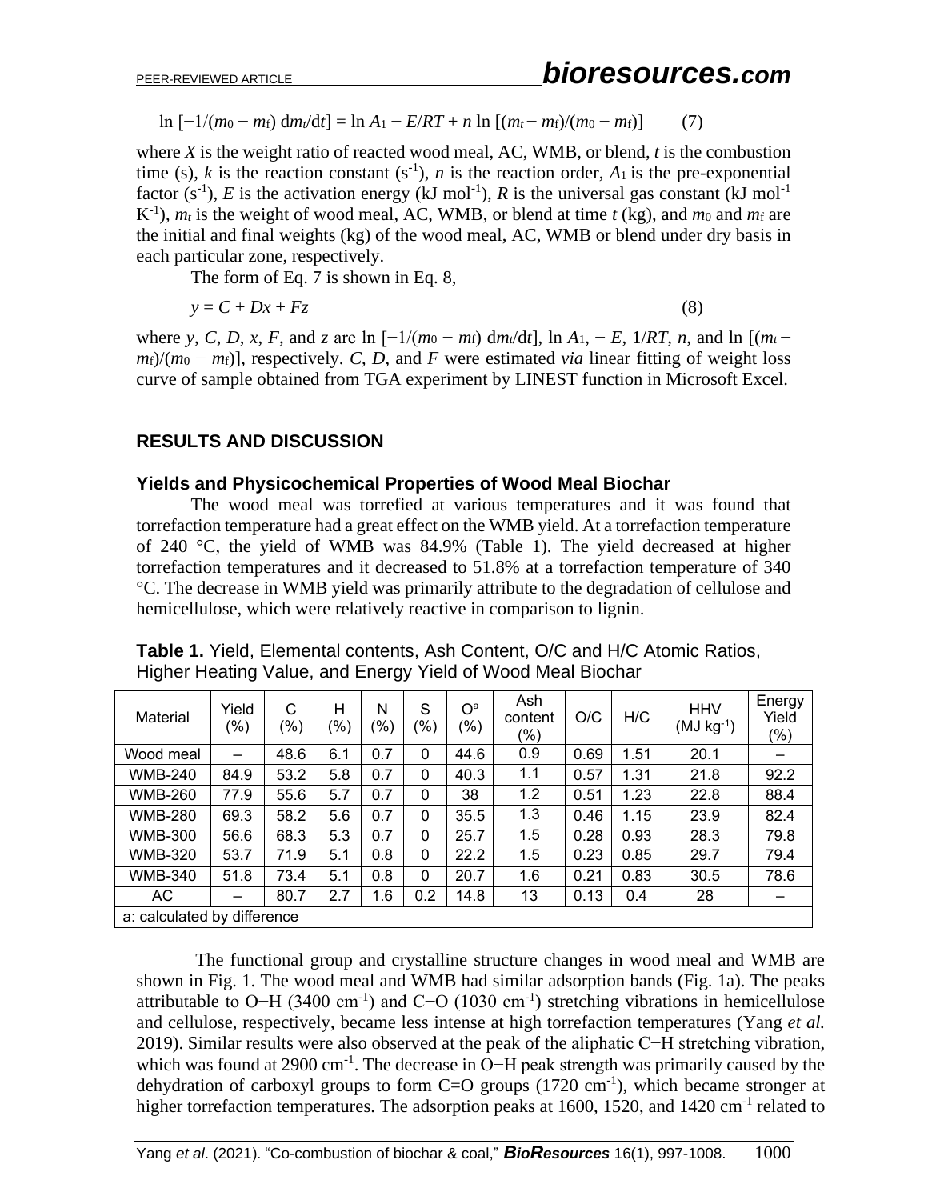$$\ln [-1/(m_0 - m_f)\, dm_t/dt] = \ln A_1 - E/RT + n \ln [(m_t - m_f)/(m_0 - m_f)] \qquad (7)$$

where $X$ is the weight ratio of reacted wood meal, AC, WMB, or blend, $t$ is the combustion time (s), $k$ is the reaction constant (s$^{-1}$), $n$ is the reaction order, $A_1$ is the pre-exponential factor (s$^{-1}$), $E$ is the activation energy (kJ mol$^{-1}$), $R$ is the universal gas constant (kJ mol$^{-1}$ K$^{-1}$), $m_t$ is the weight of wood meal, AC, WMB, or blend at time $t$ (kg), and $m_0$ and $m_f$ are the initial and final weights (kg) of the wood meal, AC, WMB or blend under dry basis in each particular zone, respectively.

The form of Eq. 7 is shown in Eq. 8,

$$y = C + Dx + Fz \qquad (8)$$

where $y$, $C$, $D$, $x$, $F$, and $z$ are $\ln [-1/(m_0 - m_f)\, dm_t/dt]$, $\ln A_1$, $-E$, $1/RT$, $n$, and $\ln [(m_t - m_f)/(m_0 - m_f)]$, respectively. $C$, $D$, and $F$ were estimated *via* linear fitting of weight loss curve of sample obtained from TGA experiment by LINEST function in Microsoft Excel.

## RESULTS AND DISCUSSION

### Yields and Physicochemical Properties of Wood Meal Biochar

The wood meal was torrefied at various temperatures and it was found that torrefaction temperature had a great effect on the WMB yield. At a torrefaction temperature of 240 °C, the yield of WMB was 84.9% (Table 1). The yield decreased at higher torrefaction temperatures and it decreased to 51.8% at a torrefaction temperature of 340 °C. The decrease in WMB yield was primarily attribute to the degradation of cellulose and hemicellulose, which were relatively reactive in comparison to lignin.

**Table 1.** Yield, Elemental contents, Ash Content, O/C and H/C Atomic Ratios, Higher Heating Value, and Energy Yield of Wood Meal Biochar

| Material | Yield (%) | C (%) | H (%) | N (%) | S (%) | O[a] (%) | Ash content (%) | O/C | H/C | HHV (MJ kg$^{-1}$) | Energy Yield (%) |
|---|---|---|---|---|---|---|---|---|---|---|---|
| Wood meal | – | 48.6 | 6.1 | 0.7 | 0 | 44.6 | 0.9 | 0.69 | 1.51 | 20.1 | – |
| WMB-240 | 84.9 | 53.2 | 5.8 | 0.7 | 0 | 40.3 | 1.1 | 0.57 | 1.31 | 21.8 | 92.2 |
| WMB-260 | 77.9 | 55.6 | 5.7 | 0.7 | 0 | 38 | 1.2 | 0.51 | 1.23 | 22.8 | 88.4 |
| WMB-280 | 69.3 | 58.2 | 5.6 | 0.7 | 0 | 35.5 | 1.3 | 0.46 | 1.15 | 23.9 | 82.4 |
| WMB-300 | 56.6 | 68.3 | 5.3 | 0.7 | 0 | 25.7 | 1.5 | 0.28 | 0.93 | 28.3 | 79.8 |
| WMB-320 | 53.7 | 71.9 | 5.1 | 0.8 | 0 | 22.2 | 1.5 | 0.23 | 0.85 | 29.7 | 79.4 |
| WMB-340 | 51.8 | 73.4 | 5.1 | 0.8 | 0 | 20.7 | 1.6 | 0.21 | 0.83 | 30.5 | 78.6 |
| AC | – | 80.7 | 2.7 | 1.6 | 0.2 | 14.8 | 13 | 0.13 | 0.4 | 28 | – |

a: calculated by difference

The functional group and crystalline structure changes in wood meal and WMB are shown in Fig. 1. The wood meal and WMB had similar adsorption bands (Fig. 1a). The peaks attributable to O−H (3400 cm$^{-1}$) and C−O (1030 cm$^{-1}$) stretching vibrations in hemicellulose and cellulose, respectively, became less intense at high torrefaction temperatures (Yang *et al.* 2019). Similar results were also observed at the peak of the aliphatic C−H stretching vibration, which was found at 2900 cm$^{-1}$. The decrease in O−H peak strength was primarily caused by the dehydration of carboxyl groups to form C=O groups (1720 cm$^{-1}$), which became stronger at higher torrefaction temperatures. The adsorption peaks at 1600, 1520, and 1420 cm$^{-1}$ related to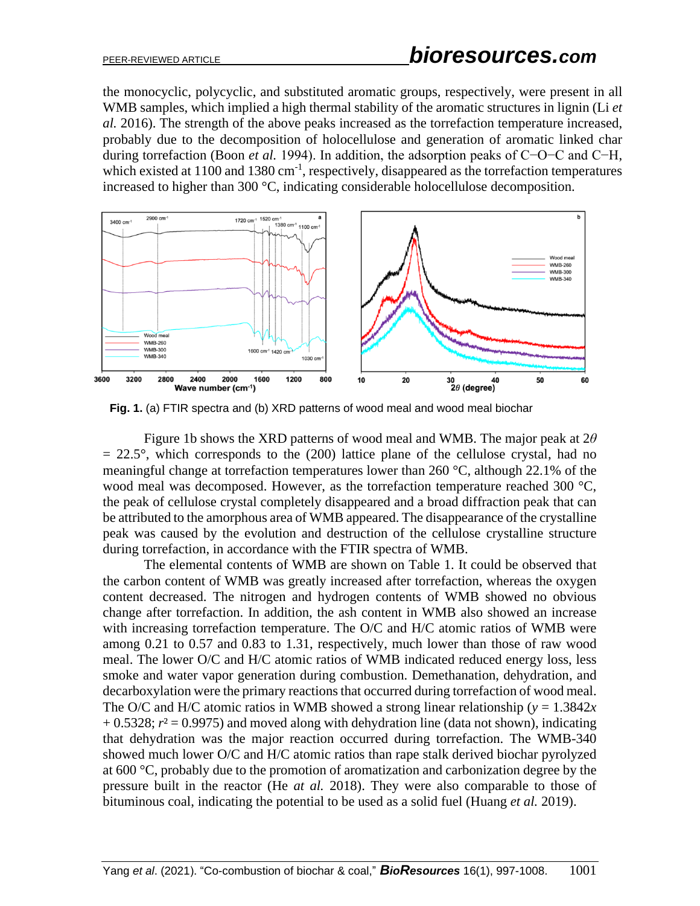the monocyclic, polycyclic, and substituted aromatic groups, respectively, were present in all WMB samples, which implied a high thermal stability of the aromatic structures in lignin (Li *et al.* 2016). The strength of the above peaks increased as the torrefaction temperature increased, probably due to the decomposition of holocellulose and generation of aromatic linked char during torrefaction (Boon *et al.* 1994). In addition, the adsorption peaks of C−O−C and C−H, which existed at 1100 and 1380 $cm^{-1}$, respectively, disappeared as the torrefaction temperatures increased to higher than 300 °C, indicating considerable holocellulose decomposition.

**Fig. 1.** (a) FTIR spectra and (b) XRD patterns of wood meal and wood meal biochar

Figure 1b shows the XRD patterns of wood meal and WMB. The major peak at $2\theta = 22.5°$, which corresponds to the (200) lattice plane of the cellulose crystal, had no meaningful change at torrefaction temperatures lower than 260 °C, although 22.1% of the wood meal was decomposed. However, as the torrefaction temperature reached 300 °C, the peak of cellulose crystal completely disappeared and a broad diffraction peak that can be attributed to the amorphous area of WMB appeared. The disappearance of the crystalline peak was caused by the evolution and destruction of the cellulose crystalline structure during torrefaction, in accordance with the FTIR spectra of WMB.

The elemental contents of WMB are shown on Table 1. It could be observed that the carbon content of WMB was greatly increased after torrefaction, whereas the oxygen content decreased. The nitrogen and hydrogen contents of WMB showed no obvious change after torrefaction. In addition, the ash content in WMB also showed an increase with increasing torrefaction temperature. The O/C and H/C atomic ratios of WMB were among 0.21 to 0.57 and 0.83 to 1.31, respectively, much lower than those of raw wood meal. The lower O/C and H/C atomic ratios of WMB indicated reduced energy loss, less smoke and water vapor generation during combustion. Demethanation, dehydration, and decarboxylation were the primary reactions that occurred during torrefaction of wood meal. The O/C and H/C atomic ratios in WMB showed a strong linear relationship ($y = 1.3842x + 0.5328$; $r^2 = 0.9975$) and moved along with dehydration line (data not shown), indicating that dehydration was the major reaction occurred during torrefaction. The WMB-340 showed much lower O/C and H/C atomic ratios than rape stalk derived biochar pyrolyzed at 600 °C, probably due to the promotion of aromatization and carbonization degree by the pressure built in the reactor (He *at al.* 2018). They were also comparable to those of bituminous coal, indicating the potential to be used as a solid fuel (Huang *et al.* 2019).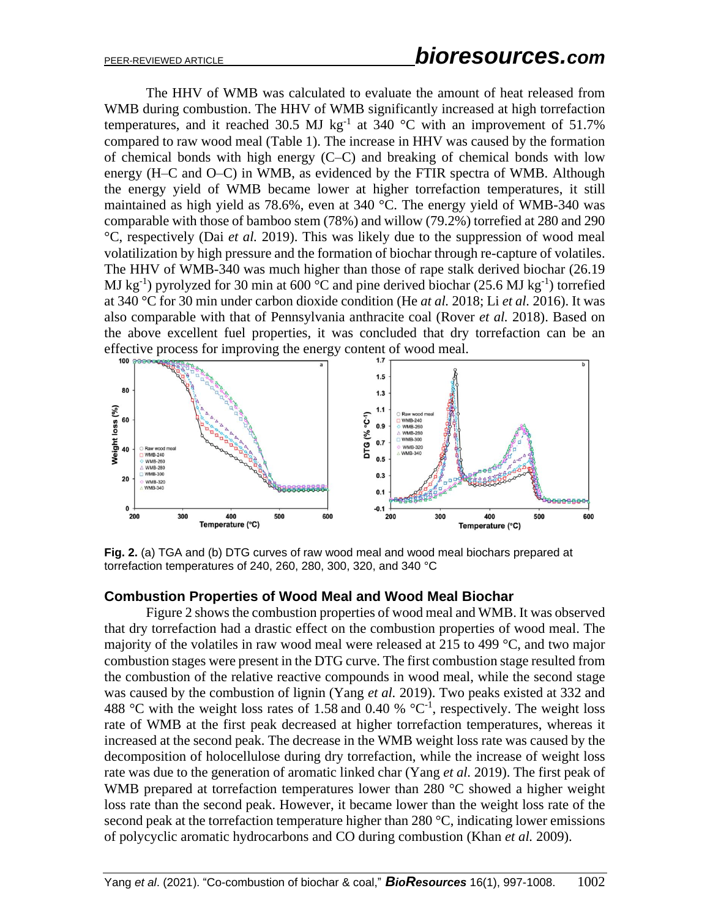The HHV of WMB was calculated to evaluate the amount of heat released from WMB during combustion. The HHV of WMB significantly increased at high torrefaction temperatures, and it reached 30.5 MJ $kg^{-1}$ at 340 °C with an improvement of 51.7% compared to raw wood meal (Table 1). The increase in HHV was caused by the formation of chemical bonds with high energy (C–C) and breaking of chemical bonds with low energy (H–C and O–C) in WMB, as evidenced by the FTIR spectra of WMB. Although the energy yield of WMB became lower at higher torrefaction temperatures, it still maintained as high yield as 78.6%, even at 340 °C. The energy yield of WMB-340 was comparable with those of bamboo stem (78%) and willow (79.2%) torrefied at 280 and 290 °C, respectively (Dai *et al.* 2019). This was likely due to the suppression of wood meal volatilization by high pressure and the formation of biochar through re-capture of volatiles. The HHV of WMB-340 was much higher than those of rape stalk derived biochar (26.19 MJ $kg^{-1}$) pyrolyzed for 30 min at 600 °C and pine derived biochar (25.6 MJ $kg^{-1}$) torrefied at 340 °C for 30 min under carbon dioxide condition (He *at al.* 2018; Li *et al.* 2016). It was also comparable with that of Pennsylvania anthracite coal (Rover *et al.* 2018). Based on the above excellent fuel properties, it was concluded that dry torrefaction can be an effective process for improving the energy content of wood meal.

**Fig. 2.** (a) TGA and (b) DTG curves of raw wood meal and wood meal biochars prepared at torrefaction temperatures of 240, 260, 280, 300, 320, and 340 °C

## Combustion Properties of Wood Meal and Wood Meal Biochar

Figure 2 shows the combustion properties of wood meal and WMB. It was observed that dry torrefaction had a drastic effect on the combustion properties of wood meal. The majority of the volatiles in raw wood meal were released at 215 to 499 °C, and two major combustion stages were present in the DTG curve. The first combustion stage resulted from the combustion of the relative reactive compounds in wood meal, while the second stage was caused by the combustion of lignin (Yang *et al.* 2019). Two peaks existed at 332 and 488 °C with the weight loss rates of 1.58 and 0.40 % $°C^{-1}$, respectively. The weight loss rate of WMB at the first peak decreased at higher torrefaction temperatures, whereas it increased at the second peak. The decrease in the WMB weight loss rate was caused by the decomposition of holocellulose during dry torrefaction, while the increase of weight loss rate was due to the generation of aromatic linked char (Yang *et al.* 2019). The first peak of WMB prepared at torrefaction temperatures lower than 280 °C showed a higher weight loss rate than the second peak. However, it became lower than the weight loss rate of the second peak at the torrefaction temperature higher than 280 °C, indicating lower emissions of polycyclic aromatic hydrocarbons and CO during combustion (Khan *et al.* 2009).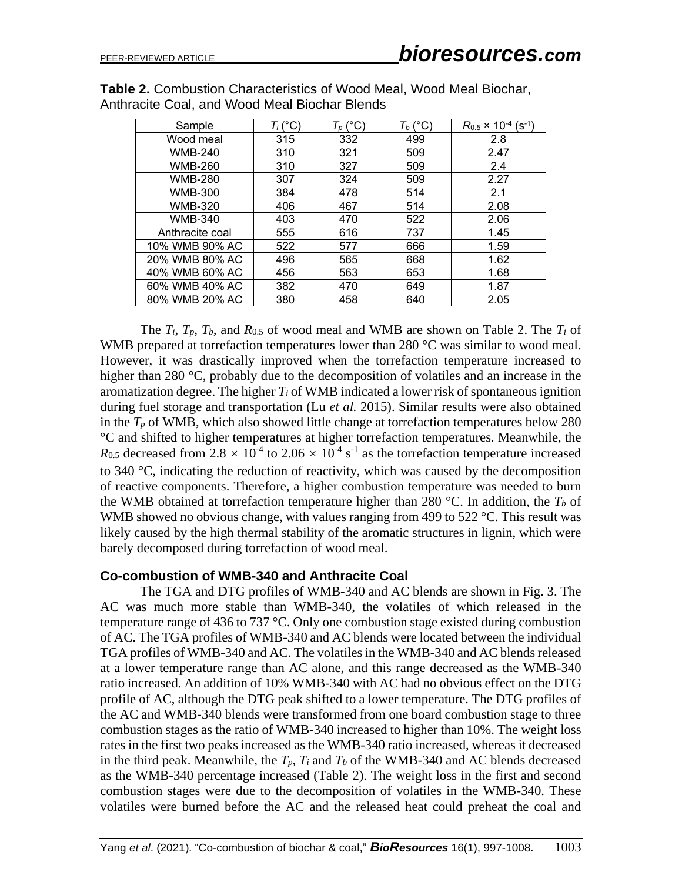**Table 2.** Combustion Characteristics of Wood Meal, Wood Meal Biochar, Anthracite Coal, and Wood Meal Biochar Blends

| Sample | $T_i$ (°C) | $T_p$ (°C) | $T_b$ (°C) | $R_{0.5}$ × $10^{-4}$ ($s^{-1}$) |
|---|---|---|---|---|
| Wood meal | 315 | 332 | 499 | 2.8 |
| WMB-240 | 310 | 321 | 509 | 2.47 |
| WMB-260 | 310 | 327 | 509 | 2.4 |
| WMB-280 | 307 | 324 | 509 | 2.27 |
| WMB-300 | 384 | 478 | 514 | 2.1 |
| WMB-320 | 406 | 467 | 514 | 2.08 |
| WMB-340 | 403 | 470 | 522 | 2.06 |
| Anthracite coal | 555 | 616 | 737 | 1.45 |
| 10% WMB 90% AC | 522 | 577 | 666 | 1.59 |
| 20% WMB 80% AC | 496 | 565 | 668 | 1.62 |
| 40% WMB 60% AC | 456 | 563 | 653 | 1.68 |
| 60% WMB 40% AC | 382 | 470 | 649 | 1.87 |
| 80% WMB 20% AC | 380 | 458 | 640 | 2.05 |

The $T_i$, $T_p$, $T_b$, and $R_{0.5}$ of wood meal and WMB are shown on Table 2. The $T_i$ of WMB prepared at torrefaction temperatures lower than 280 °C was similar to wood meal. However, it was drastically improved when the torrefaction temperature increased to higher than 280 °C, probably due to the decomposition of volatiles and an increase in the aromatization degree. The higher $T_i$ of WMB indicated a lower risk of spontaneous ignition during fuel storage and transportation (Lu *et al.* 2015). Similar results were also obtained in the $T_p$ of WMB, which also showed little change at torrefaction temperatures below 280 °C and shifted to higher temperatures at higher torrefaction temperatures. Meanwhile, the $R_{0.5}$ decreased from $2.8 \times 10^{-4}$ to $2.06 \times 10^{-4}$ $s^{-1}$ as the torrefaction temperature increased to 340 °C, indicating the reduction of reactivity, which was caused by the decomposition of reactive components. Therefore, a higher combustion temperature was needed to burn the WMB obtained at torrefaction temperature higher than 280 °C. In addition, the $T_b$ of WMB showed no obvious change, with values ranging from 499 to 522 °C. This result was likely caused by the high thermal stability of the aromatic structures in lignin, which were barely decomposed during torrefaction of wood meal.

### Co-combustion of WMB-340 and Anthracite Coal

The TGA and DTG profiles of WMB-340 and AC blends are shown in Fig. 3. The AC was much more stable than WMB-340, the volatiles of which released in the temperature range of 436 to 737 °C. Only one combustion stage existed during combustion of AC. The TGA profiles of WMB-340 and AC blends were located between the individual TGA profiles of WMB-340 and AC. The volatiles in the WMB-340 and AC blends released at a lower temperature range than AC alone, and this range decreased as the WMB-340 ratio increased. An addition of 10% WMB-340 with AC had no obvious effect on the DTG profile of AC, although the DTG peak shifted to a lower temperature. The DTG profiles of the AC and WMB-340 blends were transformed from one board combustion stage to three combustion stages as the ratio of WMB-340 increased to higher than 10%. The weight loss rates in the first two peaks increased as the WMB-340 ratio increased, whereas it decreased in the third peak. Meanwhile, the $T_p$, $T_i$ and $T_b$ of the WMB-340 and AC blends decreased as the WMB-340 percentage increased (Table 2). The weight loss in the first and second combustion stages were due to the decomposition of volatiles in the WMB-340. These volatiles were burned before the AC and the released heat could preheat the coal and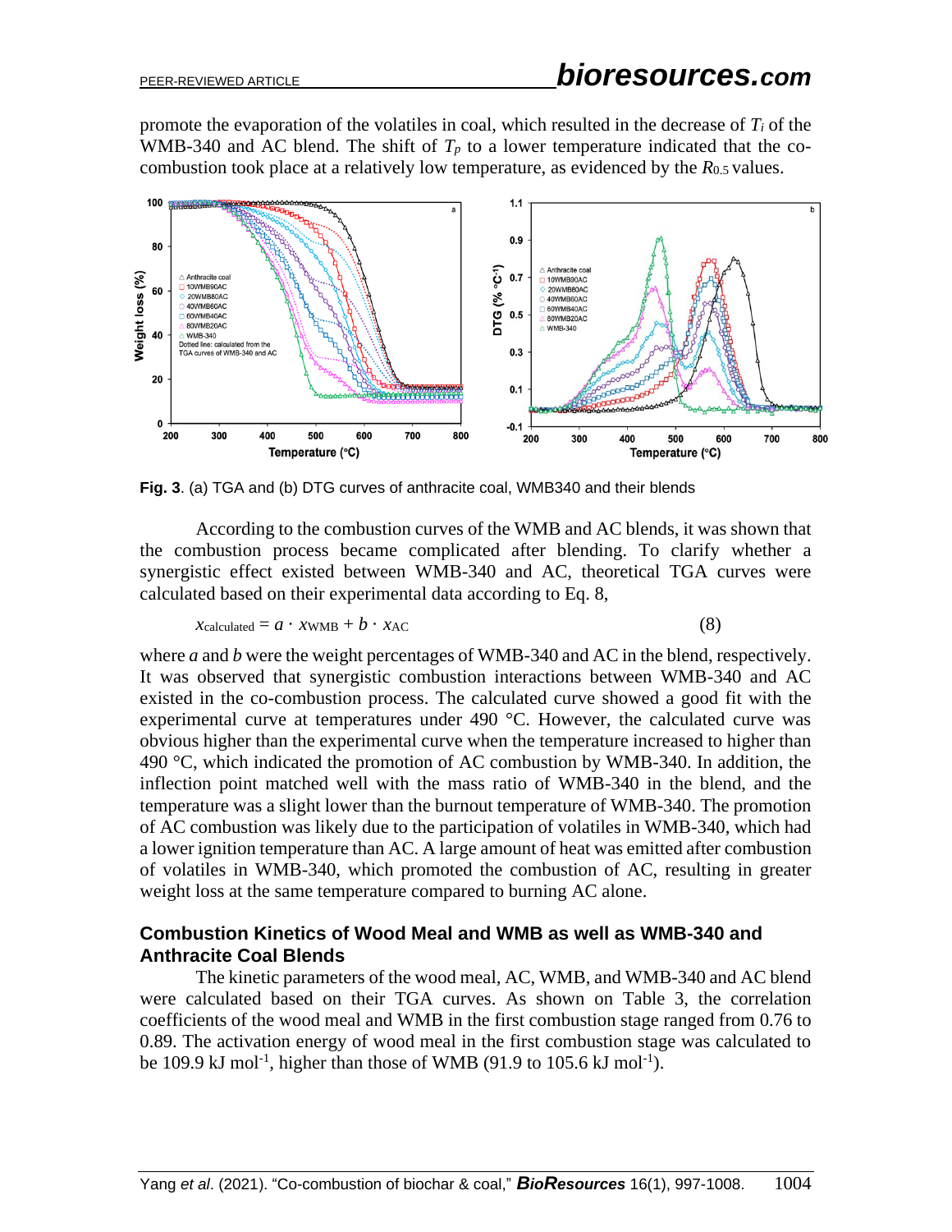promote the evaporation of the volatiles in coal, which resulted in the decrease of $T_i$ of the WMB-340 and AC blend. The shift of $T_p$ to a lower temperature indicated that the co-combustion took place at a relatively low temperature, as evidenced by the $R_{0.5}$ values.

**Fig. 3**. (a) TGA and (b) DTG curves of anthracite coal, WMB340 and their blends

According to the combustion curves of the WMB and AC blends, it was shown that the combustion process became complicated after blending. To clarify whether a synergistic effect existed between WMB-340 and AC, theoretical TGA curves were calculated based on their experimental data according to Eq. 8,

$$x_{\text{calculated}} = a \cdot x_{\text{WMB}} + b \cdot x_{\text{AC}} \tag{8}$$

where $a$ and $b$ were the weight percentages of WMB-340 and AC in the blend, respectively. It was observed that synergistic combustion interactions between WMB-340 and AC existed in the co-combustion process. The calculated curve showed a good fit with the experimental curve at temperatures under 490 °C. However, the calculated curve was obvious higher than the experimental curve when the temperature increased to higher than 490 °C, which indicated the promotion of AC combustion by WMB-340. In addition, the inflection point matched well with the mass ratio of WMB-340 in the blend, and the temperature was a slight lower than the burnout temperature of WMB-340. The promotion of AC combustion was likely due to the participation of volatiles in WMB-340, which had a lower ignition temperature than AC. A large amount of heat was emitted after combustion of volatiles in WMB-340, which promoted the combustion of AC, resulting in greater weight loss at the same temperature compared to burning AC alone.

## Combustion Kinetics of Wood Meal and WMB as well as WMB-340 and Anthracite Coal Blends

The kinetic parameters of the wood meal, AC, WMB, and WMB-340 and AC blend were calculated based on their TGA curves. As shown on Table 3, the correlation coefficients of the wood meal and WMB in the first combustion stage ranged from 0.76 to 0.89. The activation energy of wood meal in the first combustion stage was calculated to be 109.9 kJ mol$^{-1}$, higher than those of WMB (91.9 to 105.6 kJ mol$^{-1}$).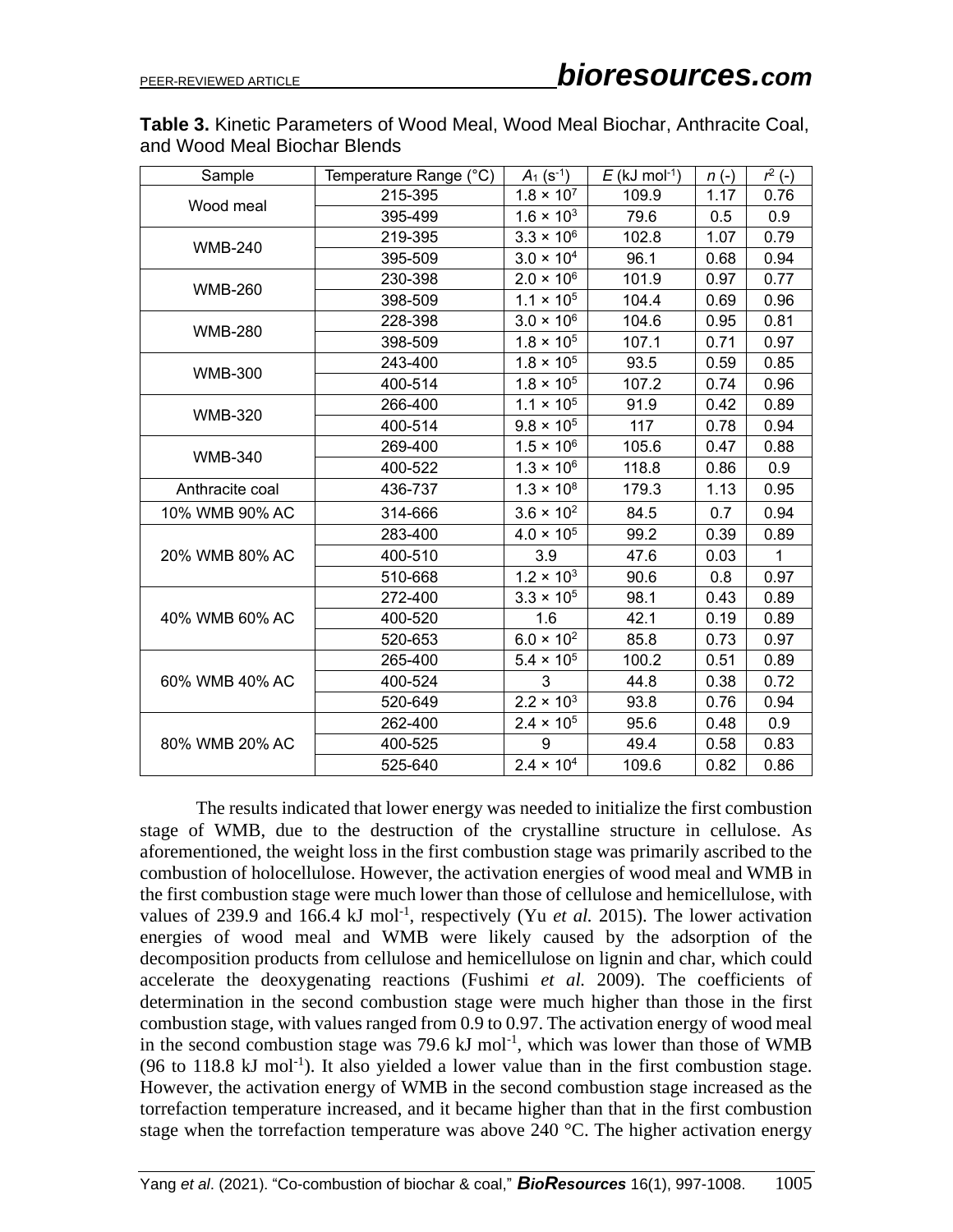**Table 3.** Kinetic Parameters of Wood Meal, Wood Meal Biochar, Anthracite Coal, and Wood Meal Biochar Blends

| Sample | Temperature Range (°C) | $A_1$ ($s^{-1}$) | $E$ (kJ $mol^{-1}$) | $n$ (-) | $r^2$ (-) |
|---|---|---|---|---|---|
| Wood meal | 215-395 | $1.8 \times 10^7$ | 109.9 | 1.17 | 0.76 |
| | 395-499 | $1.6 \times 10^3$ | 79.6 | 0.5 | 0.9 |
| WMB-240 | 219-395 | $3.3 \times 10^6$ | 102.8 | 1.07 | 0.79 |
| | 395-509 | $3.0 \times 10^4$ | 96.1 | 0.68 | 0.94 |
| WMB-260 | 230-398 | $2.0 \times 10^6$ | 101.9 | 0.97 | 0.77 |
| | 398-509 | $1.1 \times 10^5$ | 104.4 | 0.69 | 0.96 |
| WMB-280 | 228-398 | $3.0 \times 10^6$ | 104.6 | 0.95 | 0.81 |
| | 398-509 | $1.8 \times 10^5$ | 107.1 | 0.71 | 0.97 |
| WMB-300 | 243-400 | $1.8 \times 10^5$ | 93.5 | 0.59 | 0.85 |
| | 400-514 | $1.8 \times 10^5$ | 107.2 | 0.74 | 0.96 |
| WMB-320 | 266-400 | $1.1 \times 10^5$ | 91.9 | 0.42 | 0.89 |
| | 400-514 | $9.8 \times 10^5$ | 117 | 0.78 | 0.94 |
| WMB-340 | 269-400 | $1.5 \times 10^6$ | 105.6 | 0.47 | 0.88 |
| | 400-522 | $1.3 \times 10^6$ | 118.8 | 0.86 | 0.9 |
| Anthracite coal | 436-737 | $1.3 \times 10^8$ | 179.3 | 1.13 | 0.95 |
| 10% WMB 90% AC | 314-666 | $3.6 \times 10^2$ | 84.5 | 0.7 | 0.94 |
| 20% WMB 80% AC | 283-400 | $4.0 \times 10^5$ | 99.2 | 0.39 | 0.89 |
| | 400-510 | 3.9 | 47.6 | 0.03 | 1 |
| | 510-668 | $1.2 \times 10^3$ | 90.6 | 0.8 | 0.97 |
| 40% WMB 60% AC | 272-400 | $3.3 \times 10^5$ | 98.1 | 0.43 | 0.89 |
| | 400-520 | 1.6 | 42.1 | 0.19 | 0.89 |
| | 520-653 | $6.0 \times 10^2$ | 85.8 | 0.73 | 0.97 |
| 60% WMB 40% AC | 265-400 | $5.4 \times 10^5$ | 100.2 | 0.51 | 0.89 |
| | 400-524 | 3 | 44.8 | 0.38 | 0.72 |
| | 520-649 | $2.2 \times 10^3$ | 93.8 | 0.76 | 0.94 |
| 80% WMB 20% AC | 262-400 | $2.4 \times 10^5$ | 95.6 | 0.48 | 0.9 |
| | 400-525 | 9 | 49.4 | 0.58 | 0.83 |
| | 525-640 | $2.4 \times 10^4$ | 109.6 | 0.82 | 0.86 |

The results indicated that lower energy was needed to initialize the first combustion stage of WMB, due to the destruction of the crystalline structure in cellulose. As aforementioned, the weight loss in the first combustion stage was primarily ascribed to the combustion of holocellulose. However, the activation energies of wood meal and WMB in the first combustion stage were much lower than those of cellulose and hemicellulose, with values of 239.9 and 166.4 kJ $mol^{-1}$, respectively (Yu *et al.* 2015). The lower activation energies of wood meal and WMB were likely caused by the adsorption of the decomposition products from cellulose and hemicellulose on lignin and char, which could accelerate the deoxygenating reactions (Fushimi *et al.* 2009). The coefficients of determination in the second combustion stage were much higher than those in the first combustion stage, with values ranged from 0.9 to 0.97. The activation energy of wood meal in the second combustion stage was 79.6 kJ $mol^{-1}$, which was lower than those of WMB (96 to 118.8 kJ $mol^{-1}$). It also yielded a lower value than in the first combustion stage. However, the activation energy of WMB in the second combustion stage increased as the torrefaction temperature increased, and it became higher than that in the first combustion stage when the torrefaction temperature was above 240 °C. The higher activation energy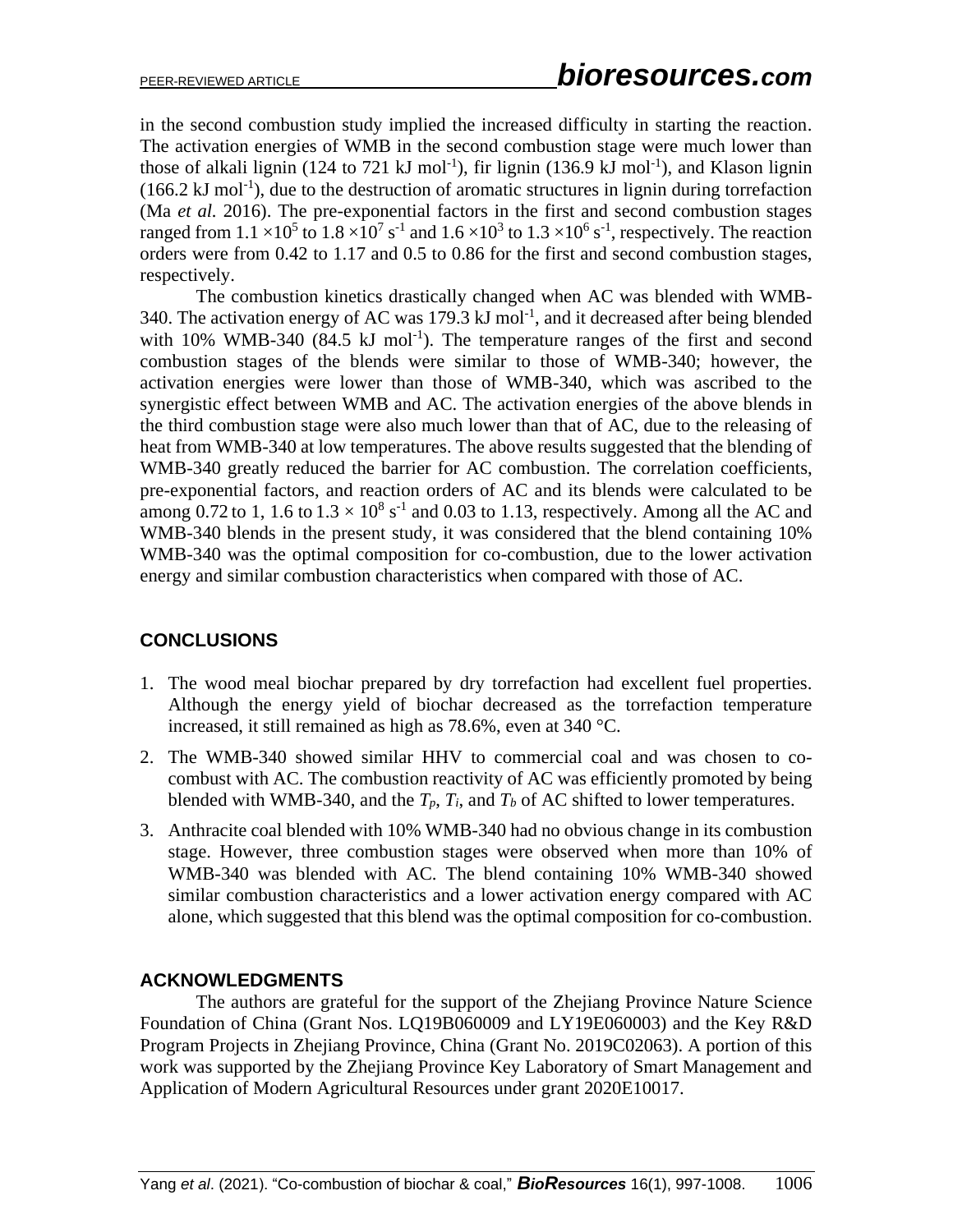in the second combustion study implied the increased difficulty in starting the reaction. The activation energies of WMB in the second combustion stage were much lower than those of alkali lignin (124 to 721 kJ mol$^{-1}$), fir lignin (136.9 kJ mol$^{-1}$), and Klason lignin (166.2 kJ mol$^{-1}$), due to the destruction of aromatic structures in lignin during torrefaction (Ma *et al.* 2016). The pre-exponential factors in the first and second combustion stages ranged from $1.1 \times 10^5$ to $1.8 \times 10^7$ s$^{-1}$ and $1.6 \times 10^3$ to $1.3 \times 10^6$ s$^{-1}$, respectively. The reaction orders were from 0.42 to 1.17 and 0.5 to 0.86 for the first and second combustion stages, respectively.

The combustion kinetics drastically changed when AC was blended with WMB-340. The activation energy of AC was 179.3 kJ mol$^{-1}$, and it decreased after being blended with 10% WMB-340 (84.5 kJ mol$^{-1}$). The temperature ranges of the first and second combustion stages of the blends were similar to those of WMB-340; however, the activation energies were lower than those of WMB-340, which was ascribed to the synergistic effect between WMB and AC. The activation energies of the above blends in the third combustion stage were also much lower than that of AC, due to the releasing of heat from WMB-340 at low temperatures. The above results suggested that the blending of WMB-340 greatly reduced the barrier for AC combustion. The correlation coefficients, pre-exponential factors, and reaction orders of AC and its blends were calculated to be among 0.72 to 1, 1.6 to $1.3 \times 10^8$ s$^{-1}$ and 0.03 to 1.13, respectively. Among all the AC and WMB-340 blends in the present study, it was considered that the blend containing 10% WMB-340 was the optimal composition for co-combustion, due to the lower activation energy and similar combustion characteristics when compared with those of AC.

## CONCLUSIONS

1. The wood meal biochar prepared by dry torrefaction had excellent fuel properties. Although the energy yield of biochar decreased as the torrefaction temperature increased, it still remained as high as 78.6%, even at 340 °C.
2. The WMB-340 showed similar HHV to commercial coal and was chosen to co-combust with AC. The combustion reactivity of AC was efficiently promoted by being blended with WMB-340, and the $T_p$, $T_i$, and $T_b$ of AC shifted to lower temperatures.
3. Anthracite coal blended with 10% WMB-340 had no obvious change in its combustion stage. However, three combustion stages were observed when more than 10% of WMB-340 was blended with AC. The blend containing 10% WMB-340 showed similar combustion characteristics and a lower activation energy compared with AC alone, which suggested that this blend was the optimal composition for co-combustion.

## ACKNOWLEDGMENTS

The authors are grateful for the support of the Zhejiang Province Nature Science Foundation of China (Grant Nos. LQ19B060009 and LY19E060003) and the Key R&D Program Projects in Zhejiang Province, China (Grant No. 2019C02063). A portion of this work was supported by the Zhejiang Province Key Laboratory of Smart Management and Application of Modern Agricultural Resources under grant 2020E10017.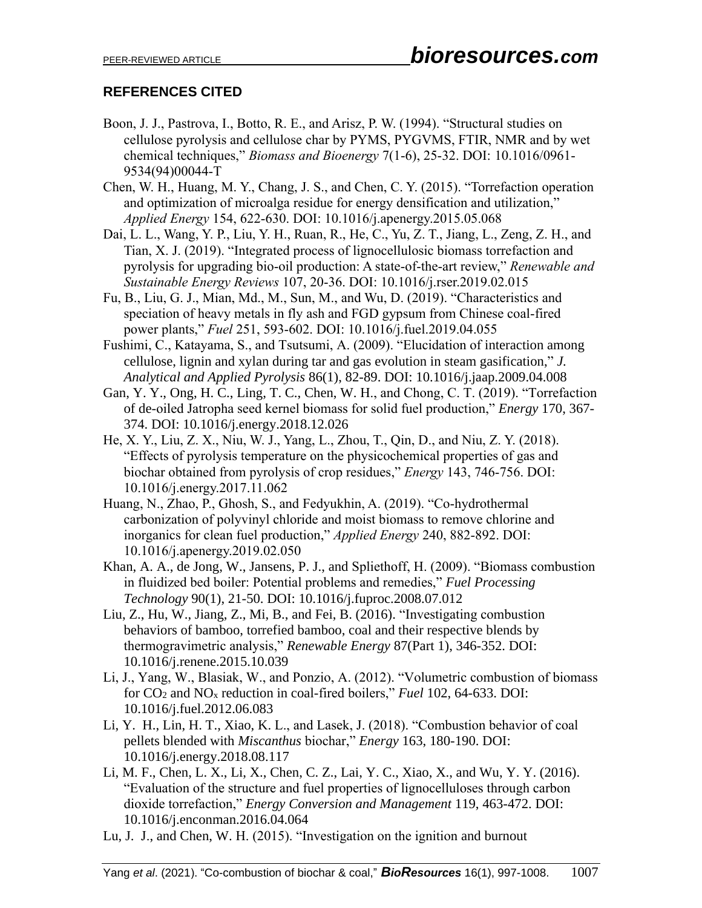## REFERENCES CITED

Boon, J. J., Pastrova, I., Botto, R. E., and Arisz, P. W. (1994). "Structural studies on cellulose pyrolysis and cellulose char by PYMS, PYGVMS, FTIR, NMR and by wet chemical techniques," *Biomass and Bioenergy* 7(1-6), 25-32. DOI: 10.1016/0961-9534(94)00044-T

Chen, W. H., Huang, M. Y., Chang, J. S., and Chen, C. Y. (2015). "Torrefaction operation and optimization of microalga residue for energy densification and utilization," *Applied Energy* 154, 622-630. DOI: 10.1016/j.apenergy.2015.05.068

Dai, L. L., Wang, Y. P., Liu, Y. H., Ruan, R., He, C., Yu, Z. T., Jiang, L., Zeng, Z. H., and Tian, X. J. (2019). "Integrated process of lignocellulosic biomass torrefaction and pyrolysis for upgrading bio-oil production: A state-of-the-art review," *Renewable and Sustainable Energy Reviews* 107, 20-36. DOI: 10.1016/j.rser.2019.02.015

Fu, B., Liu, G. J., Mian, Md., M., Sun, M., and Wu, D. (2019). "Characteristics and speciation of heavy metals in fly ash and FGD gypsum from Chinese coal-fired power plants," *Fuel* 251, 593-602. DOI: 10.1016/j.fuel.2019.04.055

Fushimi, C., Katayama, S., and Tsutsumi, A. (2009). "Elucidation of interaction among cellulose, lignin and xylan during tar and gas evolution in steam gasification," *J. Analytical and Applied Pyrolysis* 86(1), 82-89. DOI: 10.1016/j.jaap.2009.04.008

Gan, Y. Y., Ong, H. C., Ling, T. C., Chen, W. H., and Chong, C. T. (2019). "Torrefaction of de-oiled Jatropha seed kernel biomass for solid fuel production," *Energy* 170, 367-374. DOI: 10.1016/j.energy.2018.12.026

He, X. Y., Liu, Z. X., Niu, W. J., Yang, L., Zhou, T., Qin, D., and Niu, Z. Y. (2018). "Effects of pyrolysis temperature on the physicochemical properties of gas and biochar obtained from pyrolysis of crop residues," *Energy* 143, 746-756. DOI: 10.1016/j.energy.2017.11.062

Huang, N., Zhao, P., Ghosh, S., and Fedyukhin, A. (2019). "Co-hydrothermal carbonization of polyvinyl chloride and moist biomass to remove chlorine and inorganics for clean fuel production," *Applied Energy* 240, 882-892. DOI: 10.1016/j.apenergy.2019.02.050

Khan, A. A., de Jong, W., Jansens, P. J., and Spliethoff, H. (2009). "Biomass combustion in fluidized bed boiler: Potential problems and remedies," *Fuel Processing Technology* 90(1), 21-50. DOI: 10.1016/j.fuproc.2008.07.012

Liu, Z., Hu, W., Jiang, Z., Mi, B., and Fei, B. (2016). "Investigating combustion behaviors of bamboo, torrefied bamboo, coal and their respective blends by thermogravimetric analysis," *Renewable Energy* 87(Part 1), 346-352. DOI: 10.1016/j.renene.2015.10.039

Li, J., Yang, W., Blasiak, W., and Ponzio, A. (2012). "Volumetric combustion of biomass for $CO_2$ and $NO_x$ reduction in coal-fired boilers," *Fuel* 102, 64-633. DOI: 10.1016/j.fuel.2012.06.083

Li, Y. H., Lin, H. T., Xiao, K. L., and Lasek, J. (2018). "Combustion behavior of coal pellets blended with *Miscanthus* biochar," *Energy* 163, 180-190. DOI: 10.1016/j.energy.2018.08.117

Li, M. F., Chen, L. X., Li, X., Chen, C. Z., Lai, Y. C., Xiao, X., and Wu, Y. Y. (2016). "Evaluation of the structure and fuel properties of lignocelluloses through carbon dioxide torrefaction," *Energy Conversion and Management* 119, 463-472. DOI: 10.1016/j.enconman.2016.04.064

Lu, J. J., and Chen, W. H. (2015). "Investigation on the ignition and burnout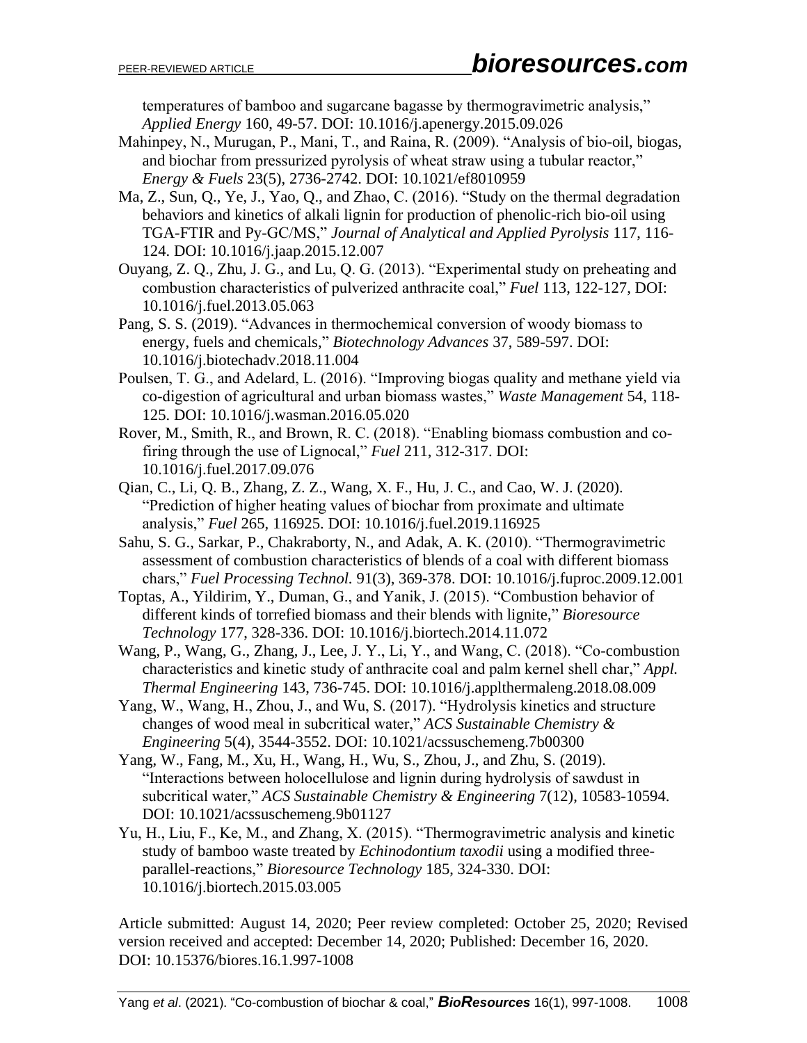temperatures of bamboo and sugarcane bagasse by thermogravimetric analysis," *Applied Energy* 160, 49-57. DOI: 10.1016/j.apenergy.2015.09.026

Mahinpey, N., Murugan, P., Mani, T., and Raina, R. (2009). "Analysis of bio-oil, biogas, and biochar from pressurized pyrolysis of wheat straw using a tubular reactor," *Energy & Fuels* 23(5), 2736-2742. DOI: 10.1021/ef8010959

Ma, Z., Sun, Q., Ye, J., Yao, Q., and Zhao, C. (2016). "Study on the thermal degradation behaviors and kinetics of alkali lignin for production of phenolic-rich bio-oil using TGA-FTIR and Py-GC/MS," *Journal of Analytical and Applied Pyrolysis* 117, 116-124. DOI: 10.1016/j.jaap.2015.12.007

Ouyang, Z. Q., Zhu, J. G., and Lu, Q. G. (2013). "Experimental study on preheating and combustion characteristics of pulverized anthracite coal," *Fuel* 113, 122-127, DOI: 10.1016/j.fuel.2013.05.063

Pang, S. S. (2019). "Advances in thermochemical conversion of woody biomass to energy, fuels and chemicals," *Biotechnology Advances* 37, 589-597. DOI: 10.1016/j.biotechadv.2018.11.004

Poulsen, T. G., and Adelard, L. (2016). "Improving biogas quality and methane yield via co-digestion of agricultural and urban biomass wastes," *Waste Management* 54, 118-125. DOI: 10.1016/j.wasman.2016.05.020

Rover, M., Smith, R., and Brown, R. C. (2018). "Enabling biomass combustion and co-firing through the use of Lignocal," *Fuel* 211, 312-317. DOI: 10.1016/j.fuel.2017.09.076

Qian, C., Li, Q. B., Zhang, Z. Z., Wang, X. F., Hu, J. C., and Cao, W. J. (2020). "Prediction of higher heating values of biochar from proximate and ultimate analysis," *Fuel* 265, 116925. DOI: 10.1016/j.fuel.2019.116925

Sahu, S. G., Sarkar, P., Chakraborty, N., and Adak, A. K. (2010). "Thermogravimetric assessment of combustion characteristics of blends of a coal with different biomass chars," *Fuel Processing Technol.* 91(3), 369-378. DOI: 10.1016/j.fuproc.2009.12.001

Toptas, A., Yildirim, Y., Duman, G., and Yanik, J. (2015). "Combustion behavior of different kinds of torrefied biomass and their blends with lignite," *Bioresource Technology* 177, 328-336. DOI: 10.1016/j.biortech.2014.11.072

Wang, P., Wang, G., Zhang, J., Lee, J. Y., Li, Y., and Wang, C. (2018). "Co-combustion characteristics and kinetic study of anthracite coal and palm kernel shell char," *Appl. Thermal Engineering* 143, 736-745. DOI: 10.1016/j.applthermaleng.2018.08.009

Yang, W., Wang, H., Zhou, J., and Wu, S. (2017). "Hydrolysis kinetics and structure changes of wood meal in subcritical water," *ACS Sustainable Chemistry & Engineering* 5(4), 3544-3552. DOI: 10.1021/acssuschemeng.7b00300

Yang, W., Fang, M., Xu, H., Wang, H., Wu, S., Zhou, J., and Zhu, S. (2019). "Interactions between holocellulose and lignin during hydrolysis of sawdust in subcritical water," *ACS Sustainable Chemistry & Engineering* 7(12), 10583-10594. DOI: 10.1021/acssuschemeng.9b01127

Yu, H., Liu, F., Ke, M., and Zhang, X. (2015). "Thermogravimetric analysis and kinetic study of bamboo waste treated by *Echinodontium taxodii* using a modified three-parallel-reactions," *Bioresource Technology* 185, 324-330. DOI: 10.1016/j.biortech.2015.03.005

Article submitted: August 14, 2020; Peer review completed: October 25, 2020; Revised version received and accepted: December 14, 2020; Published: December 16, 2020. DOI: 10.15376/biores.16.1.997-1008